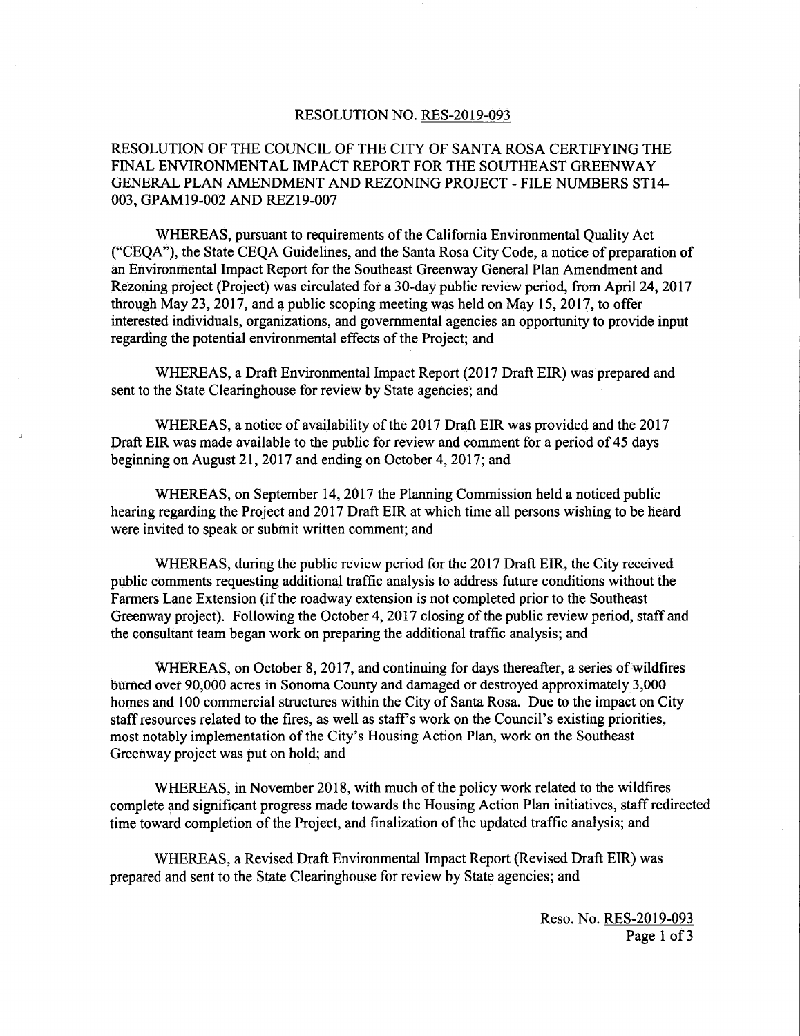# RESOLUTION NO. RES-2019-093

## RESOLUTION OF THE COUNCIL OF THE CITY OF SANTA ROSA CERTIFYING THE FINAL ENVIRONMENTAL IMPACT REPORT FOR THE SOUTHEAST GREENWAY GENERAL PLAN AMENDMENT AND REZONING PROJECT - FILE NUMBERS ST14-003, GPAM19-002 AND REZ19-007

WHEREAS, pursuant to requirements of the California Environmental Quality Act ("CEQA"), the State CEQA Guidelines, and the Santa Rosa City Code, a notice of preparation of an Environmental Impact Report for the Southeast Greenway General Plan Amendment and Rezoning project (Project) was circulated for a 30-day public review period, from April 24, 2017 through May 23, 2017, and a public scoping meeting was held on May 15, 2017, to offer interested individuals, organizations, and governmental agencies an opportunity to provide input regarding the potential environmental effects of the Project; and

WHEREAS, a Draft Environmental Impact Report (2017 Draft EIR) was prepared and sent to the State Clearinghouse for review by State agencies; and

WHEREAS, a notice of availability of the 2017 Draft EIR was provided and the 2017 Draft EIR was made available to the public for review and comment for a period of 45 days beginning on August 21, 2017 and ending on October 4, 2017; and

WHEREAS, on September 14, 2017 the Planning Commission held a noticed public hearing regarding the Project and 2017 Draft EIR at which time all persons wishing to be heard were invited to speak or submit written comment; and

WHEREAS, during the public review period for the 2017 Draft EIR, the City received public comments requesting additional traffic analysis to address future conditions without the Farmers Lane Extension (if the roadway extension is not completed prior to the Southeast Greenway project). Following the October 4, 2017 closing of the public review period, staff and the consultant team began work on preparing the additional traffic analysis; and

WHEREAS, on October 8, 2017, and continuing for days thereafter, a series of wildfires burned over 90,000 acres in Sonoma County and damaged or destroyed approximately 3,000 homes and 100 commercial structures within the City of Santa Rosa. Due to the impact on City staff resources related to the fires, as well as staff's work on the Council's existing priorities, most notably implementation of the City's Housing Action Plan, work on the Southeast Greenway project was put on hold; and

WHEREAS, in November 2018, with much of the policy work related to the wildfires complete and significant progress made towards the Housing Action Plan initiatives, staff redirected time toward completion of the Project, and finalization of the updated traffic analysis; and

WHEREAS, a Revised Draft Environmental Impact Report (Revised Draft EIR) was prepared and sent to the State Clearinghouse for review by State agencies; and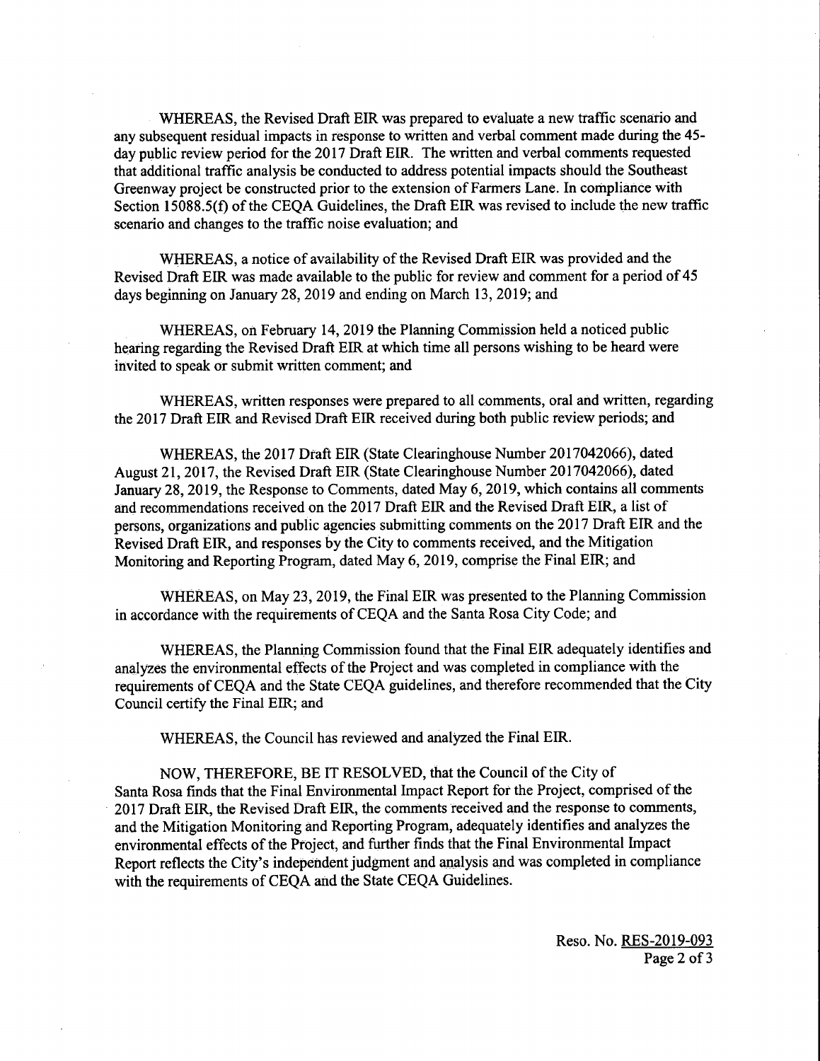WHEREAS, the Revised Draft EIR was prepared to evaluate a new traffic scenario and any subsequent residual impacts in response to written and verbal comment made during the 45-day public review period for the 2017 Draft EIR. The written and verbal comments requested that additional traffic analysis be conducted to address potential impacts should the Southeast Greenway project be constructed prior to the extension of Farmers Lane. In compliance with Section 15088.5(f) of the CEQA Guidelines, the Draft EIR was revised to include the new traffic scenario and changes to the traffic noise evaluation; and

WHEREAS, a notice of availability of the Revised Draft EIR was provided and the Revised Draft EIR was made available to the public for review and comment for a period of 45 days beginning on January 28, 2019 and ending on March 13, 2019; and

WHEREAS, on February 14, 2019 the Planning Commission held a noticed public hearing regarding the Revised Draft EIR at which time all persons wishing to be heard were invited to speak or submit written comment; and

WHEREAS, written responses were prepared to all comments, oral and written, regarding the 2017 Draft EIR and Revised Draft EIR received during both public review periods; and

WHEREAS, the 2017 Draft EIR (State Clearinghouse Number 2017042066), dated August 21, 2017, the Revised Draft EIR (State Clearinghouse Number 2017042066), dated January 28, 2019, the Response to Comments, dated May 6, 2019, which contains all comments and recommendations received on the 2017 Draft EIR and the Revised Draft EIR, a list of persons, organizations and public agencies submitting comments on the 2017 Draft EIR and the Revised Draft EIR, and responses by the City to comments received, and the Mitigation Monitoring and Reporting Program, dated May 6, 2019, comprise the Final EIR; and

WHEREAS, on May 23, 2019, the Final EIR was presented to the Planning Commission in accordance with the requirements of CEQA and the Santa Rosa City Code; and

WHEREAS, the Planning Commission found that the Final EIR adequately identifies and analyzes the environmental effects of the Project and was completed in compliance with the requirements of CEQA and the State CEQA guidelines, and therefore recommended that the City Council certify the Final EIR; and

WHEREAS, the Council has reviewed and analyzed the Final EIR.

NOW, THEREFORE, BE IT RESOLVED, that the Council of the City of Santa Rosa finds that the Final Environmental Impact Report for the Project, comprised of the 2017 Draft EIR, the Revised Draft EIR, the comments received and the response to comments, and the Mitigation Monitoring and Reporting Program, adequately identifies and analyzes the environmental effects of the Project, and further finds that the Final Environmental Impact Report reflects the City's independent judgment and analysis and was completed in compliance with the requirements of CEQA and the State CEQA Guidelines.

Reso. No. RES-2019-093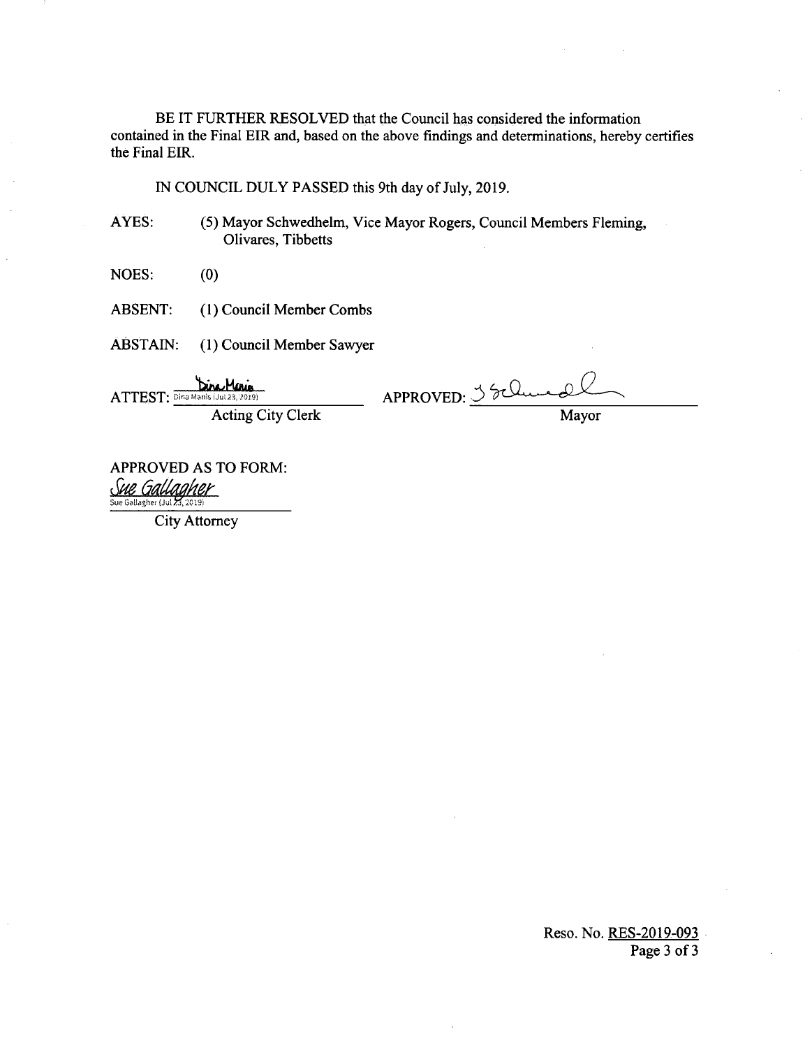BE IT FURTHER RESOLVED that the Council has considered the information contained in the Final EIR and, based on the above findings and determinations, hereby certifies the Final EIR.

IN COUNCIL DULY PASSED this 9th day of July, 2019.

AYES: (5) Mayor Schwedhelm, Vice Mayor Rogers, Council Members Fleming, Olivares, Tibbetts

NOES: (0)

ABSENT: (1) Council Member Combs

ABSTAIN: (1) Council Member Sawyer

ATTEST: Dina Manis (Jul 23, 2019)
Acting City Clerk

APPROVED:
Mayor

APPROVED AS TO FORM:
Sue Gallagher (Jul 23, 2019)
City Attorney

Reso. No. RES-2019-093